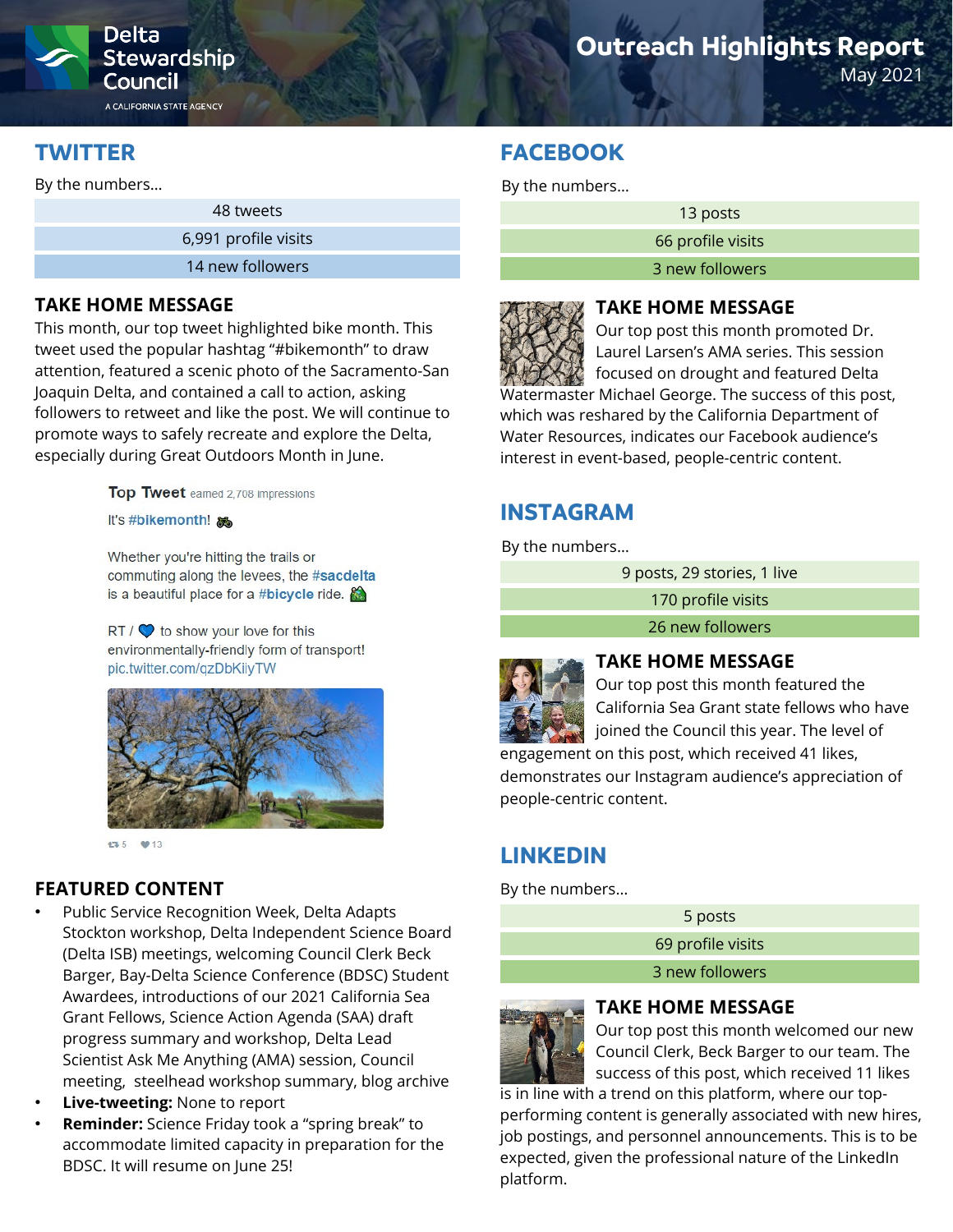Delta Stewardship Council
A CALIFORNIA STATE AGENCY

# Outreach Highlights Report

May 2021

## TWITTER

By the numbers…

| |
|---|
| 48 tweets |
| 6,991 profile visits |
| 14 new followers |

### TAKE HOME MESSAGE

This month, our top tweet highlighted bike month. This tweet used the popular hashtag "#bikemonth" to draw attention, featured a scenic photo of the Sacramento-San Joaquin Delta, and contained a call to action, asking followers to retweet and like the post. We will continue to promote ways to safely recreate and explore the Delta, especially during Great Outdoors Month in June.

**Top Tweet** earned 2,708 impressions

It's #bikemonth! 🚲

Whether you're hitting the trails or commuting along the levees, the #sacdelta is a beautiful place for a #bicycle ride. 🚵

RT / 💙 to show your love for this environmentally-friendly form of transport! pic.twitter.com/qzDbKiiyTW

5 13

### FEATURED CONTENT

- Public Service Recognition Week, Delta Adapts Stockton workshop, Delta Independent Science Board (Delta ISB) meetings, welcoming Council Clerk Beck Barger, Bay-Delta Science Conference (BDSC) Student Awardees, introductions of our 2021 California Sea Grant Fellows, Science Action Agenda (SAA) draft progress summary and workshop, Delta Lead Scientist Ask Me Anything (AMA) session, Council meeting, steelhead workshop summary, blog archive
- **Live-tweeting:** None to report
- **Reminder:** Science Friday took a "spring break" to accommodate limited capacity in preparation for the BDSC. It will resume on June 25!

## FACEBOOK

By the numbers…

| |
|---|
| 13 posts |
| 66 profile visits |
| 3 new followers |

### TAKE HOME MESSAGE

Our top post this month promoted Dr. Laurel Larsen's AMA series. This session focused on drought and featured Delta Watermaster Michael George. The success of this post, which was reshared by the California Department of Water Resources, indicates our Facebook audience's interest in event-based, people-centric content.

## INSTAGRAM

By the numbers…

| |
|---|
| 9 posts, 29 stories, 1 live |
| 170 profile visits |
| 26 new followers |

### TAKE HOME MESSAGE

Our top post this month featured the California Sea Grant state fellows who have joined the Council this year. The level of engagement on this post, which received 41 likes, demonstrates our Instagram audience's appreciation of people-centric content.

## LINKEDIN

By the numbers…

| |
|---|
| 5 posts |
| 69 profile visits |
| 3 new followers |

### TAKE HOME MESSAGE

Our top post this month welcomed our new Council Clerk, Beck Barger to our team. The success of this post, which received 11 likes is in line with a trend on this platform, where our top-performing content is generally associated with new hires, job postings, and personnel announcements. This is to be expected, given the professional nature of the LinkedIn platform.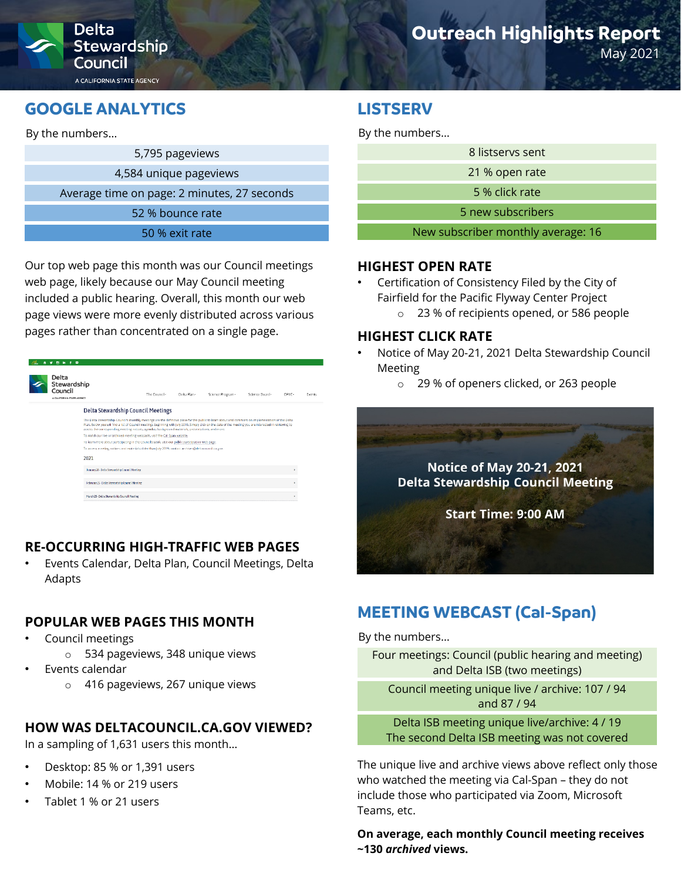# Delta Stewardship Council

A CALIFORNIA STATE AGENCY

# Outreach Highlights Report

May 2021

## GOOGLE ANALYTICS

By the numbers…

| |
|---|
| 5,795 pageviews |
| 4,584 unique pageviews |
| Average time on page: 2 minutes, 27 seconds |
| 52 % bounce rate |
| 50 % exit rate |

Our top web page this month was our Council meetings web page, likely because our May Council meeting included a public hearing. Overall, this month our web page views were more evenly distributed across various pages rather than concentrated on a single page.

### RE-OCCURRING HIGH-TRAFFIC WEB PAGES

- Events Calendar, Delta Plan, Council Meetings, Delta Adapts

### POPULAR WEB PAGES THIS MONTH

- Council meetings
  - 534 pageviews, 348 unique views
- Events calendar
  - 416 pageviews, 267 unique views

### HOW WAS DELTACOUNCIL.CA.GOV VIEWED?

In a sampling of 1,631 users this month…

- Desktop: 85 % or 1,391 users
- Mobile: 14 % or 219 users
- Tablet 1 % or 21 users

## LISTSERV

By the numbers…

| |
|---|
| 8 listservs sent |
| 21 % open rate |
| 5 % click rate |
| 5 new subscribers |
| New subscriber monthly average: 16 |

### HIGHEST OPEN RATE

- Certification of Consistency Filed by the City of Fairfield for the Pacific Flyway Center Project
  - 23 % of recipients opened, or 586 people

### HIGHEST CLICK RATE

- Notice of May 20-21, 2021 Delta Stewardship Council Meeting
  - 29 % of openers clicked, or 263 people

**Notice of May 20-21, 2021 Delta Stewardship Council Meeting**

**Start Time: 9:00 AM**

## MEETING WEBCAST (Cal-Span)

By the numbers…

| |
|---|
| Four meetings: Council (public hearing and meeting) and Delta ISB (two meetings) |
| Council meeting unique live / archive: 107 / 94 and 87 / 94 |
| Delta ISB meeting unique live/archive: 4 / 19 The second Delta ISB meeting was not covered |

The unique live and archive views above reflect only those who watched the meeting via Cal-Span – they do not include those who participated via Zoom, Microsoft Teams, etc.

**On average, each monthly Council meeting receives ~130 *archived* views.**